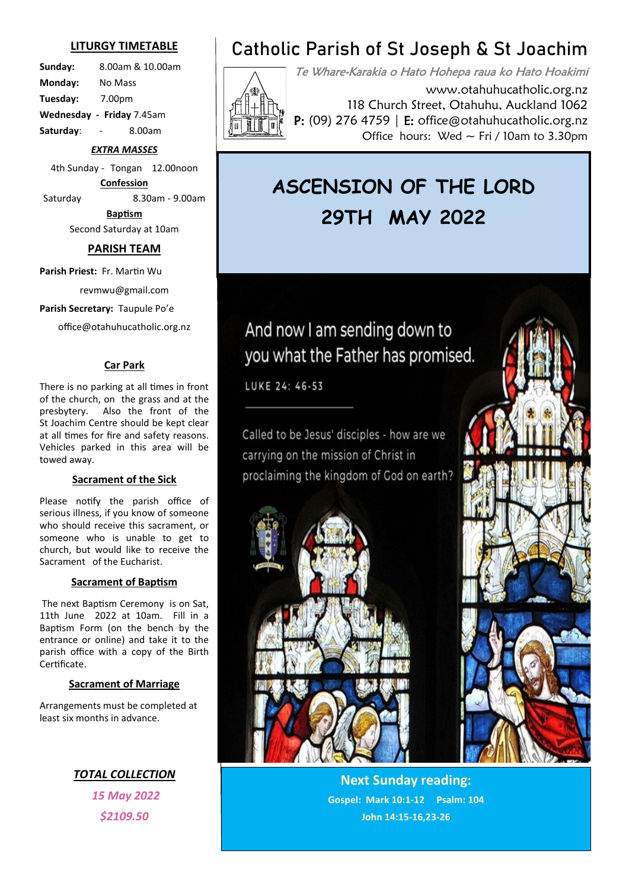# Catholic Parish of St Joseph & St Joachim

*Te Whare-Karakia o Hato Hohepa raua ko Hato Hoakimi*

www.otahuhucatholic.org.nz
118 Church Street, Otahuhu, Auckland 1062
**P:** (09) 276 4759 | **E:** office@otahuhucatholic.org.nz
Office hours: Wed ~ Fri / 10am to 3.30pm

## ASCENSION OF THE LORD
## 29TH MAY 2022

And now I am sending down to you what the Father has promised.

LUKE 24: 46-53

Called to be Jesus' disciples - how are we carrying on the mission of Christ in proclaiming the kingdom of God on earth?

### Next Sunday reading:

**Gospel: Mark 10:1-12 Psalm: 104**
**John 14:15-16,23-26**

## LITURGY TIMETABLE

**Sunday:** 8.00am & 10.00am
**Monday:** No Mass
**Tuesday:** 7.00pm
**Wednesday - Friday** 7.45am
**Saturday**: - 8.00am

***EXTRA MASSES***

4th Sunday - Tongan 12.00noon

**Confession**

Saturday 8.30am - 9.00am

**Baptism**

Second Saturday at 10am

## PARISH TEAM

**Parish Priest:** Fr. Martin Wu
revmwu@gmail.com

**Parish Secretary:** Taupule Po'e
office@otahuhucatholic.org.nz

### Car Park

There is no parking at all times in front of the church, on the grass and at the presbytery. Also the front of the St Joachim Centre should be kept clear at all times for fire and safety reasons. Vehicles parked in this area will be towed away.

### Sacrament of the Sick

Please notify the parish office of serious illness, if you know of someone who should receive this sacrament, or someone who is unable to get to church, but would like to receive the Sacrament of the Eucharist.

### Sacrament of Baptism

The next Baptism Ceremony is on Sat, 11th June 2022 at 10am. Fill in a Baptism Form (on the bench by the entrance or online) and take it to the parish office with a copy of the Birth Certificate.

### Sacrament of Marriage

Arrangements must be completed at least six months in advance.

***TOTAL COLLECTION***

*15 May 2022*

*$2109.50*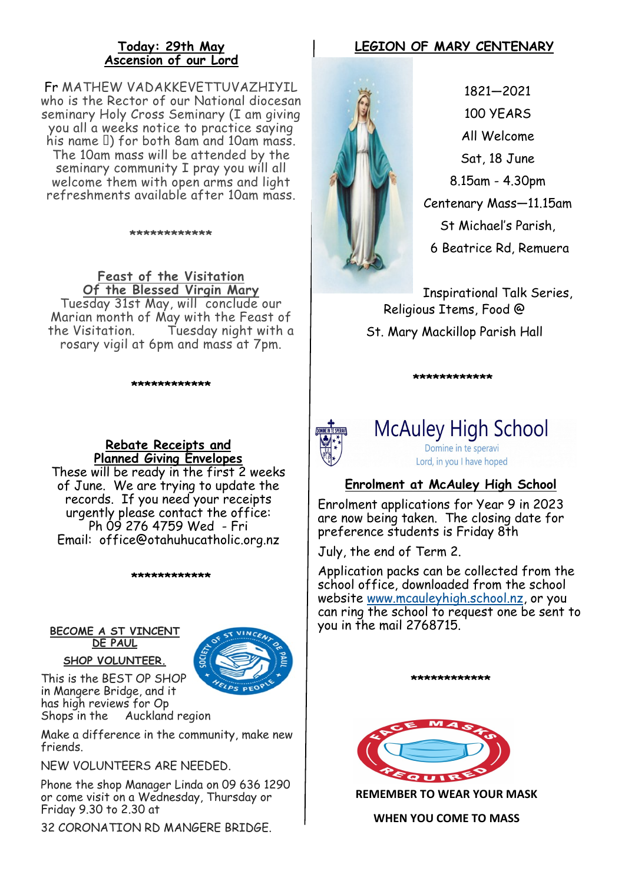## Today: 29th May
## Ascension of our Lord

Fr MATHEW VADAKKEVETTUVAZHIYIL who is the Rector of our National diocesan seminary Holy Cross Seminary (I am giving you all a weeks notice to practice saying his name ) for both 8am and 10am mass. The 10am mass will be attended by the seminary community I pray you will all welcome them with open arms and light refreshments available after 10am mass.

*************

## Feast of the Visitation
## Of the Blessed Virgin Mary

Tuesday 31st May, will conclude our Marian month of May with the Feast of the Visitation. Tuesday night with a rosary vigil at 6pm and mass at 7pm.

*************

## Rebate Receipts and
## Planned Giving Envelopes

These will be ready in the first 2 weeks of June. We are trying to update the records. If you need your receipts urgently please contact the office:
Ph 09 276 4759 Wed - Fri
Email: office@otahuhucatholic.org.nz

*************

## BECOME A ST VINCENT DE PAUL SHOP VOLUNTEER.

This is the BEST OP SHOP in Mangere Bridge, and it has high reviews for Op Shops in the Auckland region

Make a difference in the community, make new friends.

NEW VOLUNTEERS ARE NEEDED.

Phone the shop Manager Linda on 09 636 1290 or come visit on a Wednesday, Thursday or Friday 9.30 to 2.30 at

32 CORONATION RD MANGERE BRIDGE.

## LEGION OF MARY CENTENARY

1821—2021
100 YEARS
All Welcome
Sat, 18 June
8.15am - 4.30pm
Centenary Mass—11.15am
St Michael's Parish,
6 Beatrice Rd, Remuera

Inspirational Talk Series, Religious Items, Food @
St. Mary Mackillop Parish Hall

*************

McAuley High School
Domine in te speravi
Lord, in you I have hoped

## Enrolment at McAuley High School

Enrolment applications for Year 9 in 2023 are now being taken. The closing date for preference students is Friday 8th July, the end of Term 2.

Application packs can be collected from the school office, downloaded from the school website www.mcauleyhigh.school.nz, or you can ring the school to request one be sent to you in the mail 2768715.

*************

FACE MASKS REQUIRED

**REMEMBER TO WEAR YOUR MASK WHEN YOU COME TO MASS**